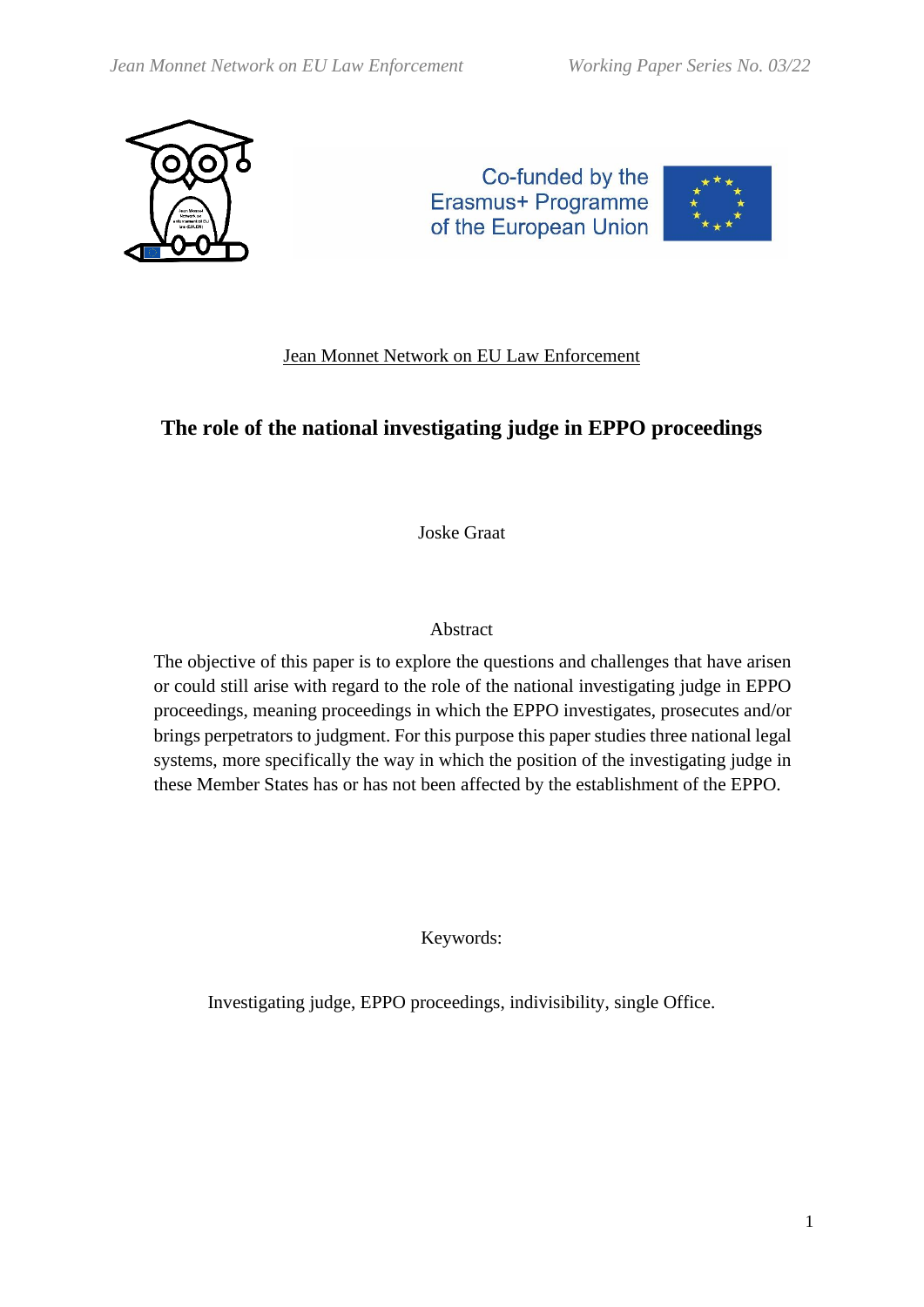Jean Monnet Network on EU Law Enforcement

# The role of the national investigating judge in EPPO proceedings

Joske Graat

## Abstract

The objective of this paper is to explore the questions and challenges that have arisen or could still arise with regard to the role of the national investigating judge in EPPO proceedings, meaning proceedings in which the EPPO investigates, prosecutes and/or brings perpetrators to judgment. For this purpose this paper studies three national legal systems, more specifically the way in which the position of the investigating judge in these Member States has or has not been affected by the establishment of the EPPO.

Keywords:

Investigating judge, EPPO proceedings, indivisibility, single Office.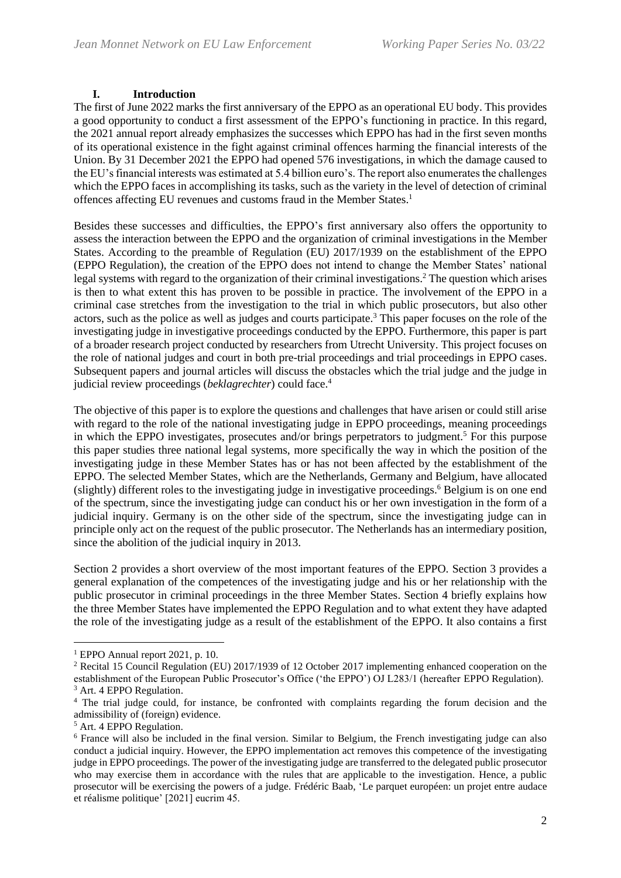## I. Introduction

The first of June 2022 marks the first anniversary of the EPPO as an operational EU body. This provides a good opportunity to conduct a first assessment of the EPPO's functioning in practice. In this regard, the 2021 annual report already emphasizes the successes which EPPO has had in the first seven months of its operational existence in the fight against criminal offences harming the financial interests of the Union. By 31 December 2021 the EPPO had opened 576 investigations, in which the damage caused to the EU's financial interests was estimated at 5.4 billion euro's. The report also enumerates the challenges which the EPPO faces in accomplishing its tasks, such as the variety in the level of detection of criminal offences affecting EU revenues and customs fraud in the Member States.[1]

Besides these successes and difficulties, the EPPO's first anniversary also offers the opportunity to assess the interaction between the EPPO and the organization of criminal investigations in the Member States. According to the preamble of Regulation (EU) 2017/1939 on the establishment of the EPPO (EPPO Regulation), the creation of the EPPO does not intend to change the Member States' national legal systems with regard to the organization of their criminal investigations.[2] The question which arises is then to what extent this has proven to be possible in practice. The involvement of the EPPO in a criminal case stretches from the investigation to the trial in which public prosecutors, but also other actors, such as the police as well as judges and courts participate.[3] This paper focuses on the role of the investigating judge in investigative proceedings conducted by the EPPO. Furthermore, this paper is part of a broader research project conducted by researchers from Utrecht University. This project focuses on the role of national judges and court in both pre-trial proceedings and trial proceedings in EPPO cases. Subsequent papers and journal articles will discuss the obstacles which the trial judge and the judge in judicial review proceedings (*beklagrechter*) could face.[4]

The objective of this paper is to explore the questions and challenges that have arisen or could still arise with regard to the role of the national investigating judge in EPPO proceedings, meaning proceedings in which the EPPO investigates, prosecutes and/or brings perpetrators to judgment.[5] For this purpose this paper studies three national legal systems, more specifically the way in which the position of the investigating judge in these Member States has or has not been affected by the establishment of the EPPO. The selected Member States, which are the Netherlands, Germany and Belgium, have allocated (slightly) different roles to the investigating judge in investigative proceedings.[6] Belgium is on one end of the spectrum, since the investigating judge can conduct his or her own investigation in the form of a judicial inquiry. Germany is on the other side of the spectrum, since the investigating judge can in principle only act on the request of the public prosecutor. The Netherlands has an intermediary position, since the abolition of the judicial inquiry in 2013.

Section 2 provides a short overview of the most important features of the EPPO. Section 3 provides a general explanation of the competences of the investigating judge and his or her relationship with the public prosecutor in criminal proceedings in the three Member States. Section 4 briefly explains how the three Member States have implemented the EPPO Regulation and to what extent they have adapted the role of the investigating judge as a result of the establishment of the EPPO. It also contains a first

---

[1] EPPO Annual report 2021, p. 10.

[2] Recital 15 Council Regulation (EU) 2017/1939 of 12 October 2017 implementing enhanced cooperation on the establishment of the European Public Prosecutor's Office ('the EPPO') OJ L283/1 (hereafter EPPO Regulation).

[3] Art. 4 EPPO Regulation.

[4] The trial judge could, for instance, be confronted with complaints regarding the forum decision and the admissibility of (foreign) evidence.

[5] Art. 4 EPPO Regulation.

[6] France will also be included in the final version. Similar to Belgium, the French investigating judge can also conduct a judicial inquiry. However, the EPPO implementation act removes this competence of the investigating judge in EPPO proceedings. The power of the investigating judge are transferred to the delegated public prosecutor who may exercise them in accordance with the rules that are applicable to the investigation. Hence, a public prosecutor will be exercising the powers of a judge. Frédéric Baab, 'Le parquet européen: un projet entre audace et réalisme politique' [2021] eucrim 45.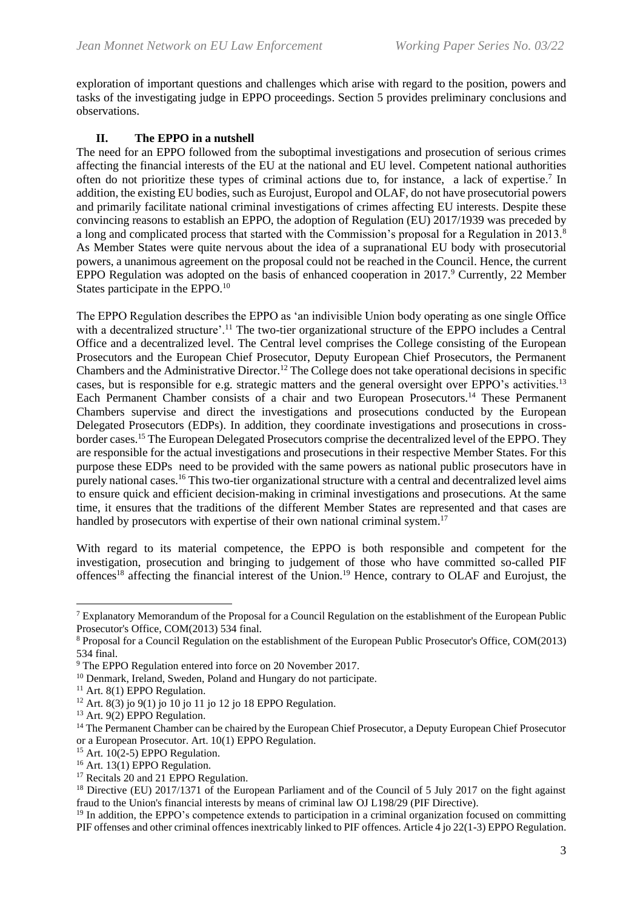exploration of important questions and challenges which arise with regard to the position, powers and tasks of the investigating judge in EPPO proceedings. Section 5 provides preliminary conclusions and observations.

## II. The EPPO in a nutshell

The need for an EPPO followed from the suboptimal investigations and prosecution of serious crimes affecting the financial interests of the EU at the national and EU level. Competent national authorities often do not prioritize these types of criminal actions due to, for instance, a lack of expertise.[7] In addition, the existing EU bodies, such as Eurojust, Europol and OLAF, do not have prosecutorial powers and primarily facilitate national criminal investigations of crimes affecting EU interests. Despite these convincing reasons to establish an EPPO, the adoption of Regulation (EU) 2017/1939 was preceded by a long and complicated process that started with the Commission's proposal for a Regulation in 2013.[8] As Member States were quite nervous about the idea of a supranational EU body with prosecutorial powers, a unanimous agreement on the proposal could not be reached in the Council. Hence, the current EPPO Regulation was adopted on the basis of enhanced cooperation in 2017.[9] Currently, 22 Member States participate in the EPPO.[10]

The EPPO Regulation describes the EPPO as 'an indivisible Union body operating as one single Office with a decentralized structure'.[11] The two-tier organizational structure of the EPPO includes a Central Office and a decentralized level. The Central level comprises the College consisting of the European Prosecutors and the European Chief Prosecutor, Deputy European Chief Prosecutors, the Permanent Chambers and the Administrative Director.[12] The College does not take operational decisions in specific cases, but is responsible for e.g. strategic matters and the general oversight over EPPO's activities.[13] Each Permanent Chamber consists of a chair and two European Prosecutors.[14] These Permanent Chambers supervise and direct the investigations and prosecutions conducted by the European Delegated Prosecutors (EDPs). In addition, they coordinate investigations and prosecutions in cross-border cases.[15] The European Delegated Prosecutors comprise the decentralized level of the EPPO. They are responsible for the actual investigations and prosecutions in their respective Member States. For this purpose these EDPs need to be provided with the same powers as national public prosecutors have in purely national cases.[16] This two-tier organizational structure with a central and decentralized level aims to ensure quick and efficient decision-making in criminal investigations and prosecutions. At the same time, it ensures that the traditions of the different Member States are represented and that cases are handled by prosecutors with expertise of their own national criminal system.[17]

With regard to its material competence, the EPPO is both responsible and competent for the investigation, prosecution and bringing to judgement of those who have committed so-called PIF offences[18] affecting the financial interest of the Union.[19] Hence, contrary to OLAF and Eurojust, the

---

[7] Explanatory Memorandum of the Proposal for a Council Regulation on the establishment of the European Public Prosecutor's Office, COM(2013) 534 final.

[8] Proposal for a Council Regulation on the establishment of the European Public Prosecutor's Office, COM(2013) 534 final.

[9] The EPPO Regulation entered into force on 20 November 2017.

[10] Denmark, Ireland, Sweden, Poland and Hungary do not participate.

[11] Art. 8(1) EPPO Regulation.

[12] Art. 8(3) jo 9(1) jo 10 jo 11 jo 12 jo 18 EPPO Regulation.

[13] Art. 9(2) EPPO Regulation.

[14] The Permanent Chamber can be chaired by the European Chief Prosecutor, a Deputy European Chief Prosecutor or a European Prosecutor. Art. 10(1) EPPO Regulation.

[15] Art. 10(2-5) EPPO Regulation.

[16] Art. 13(1) EPPO Regulation.

[17] Recitals 20 and 21 EPPO Regulation.

[18] Directive (EU) 2017/1371 of the European Parliament and of the Council of 5 July 2017 on the fight against fraud to the Union's financial interests by means of criminal law OJ L198/29 (PIF Directive).

[19] In addition, the EPPO's competence extends to participation in a criminal organization focused on committing PIF offenses and other criminal offences inextricably linked to PIF offences. Article 4 jo 22(1-3) EPPO Regulation.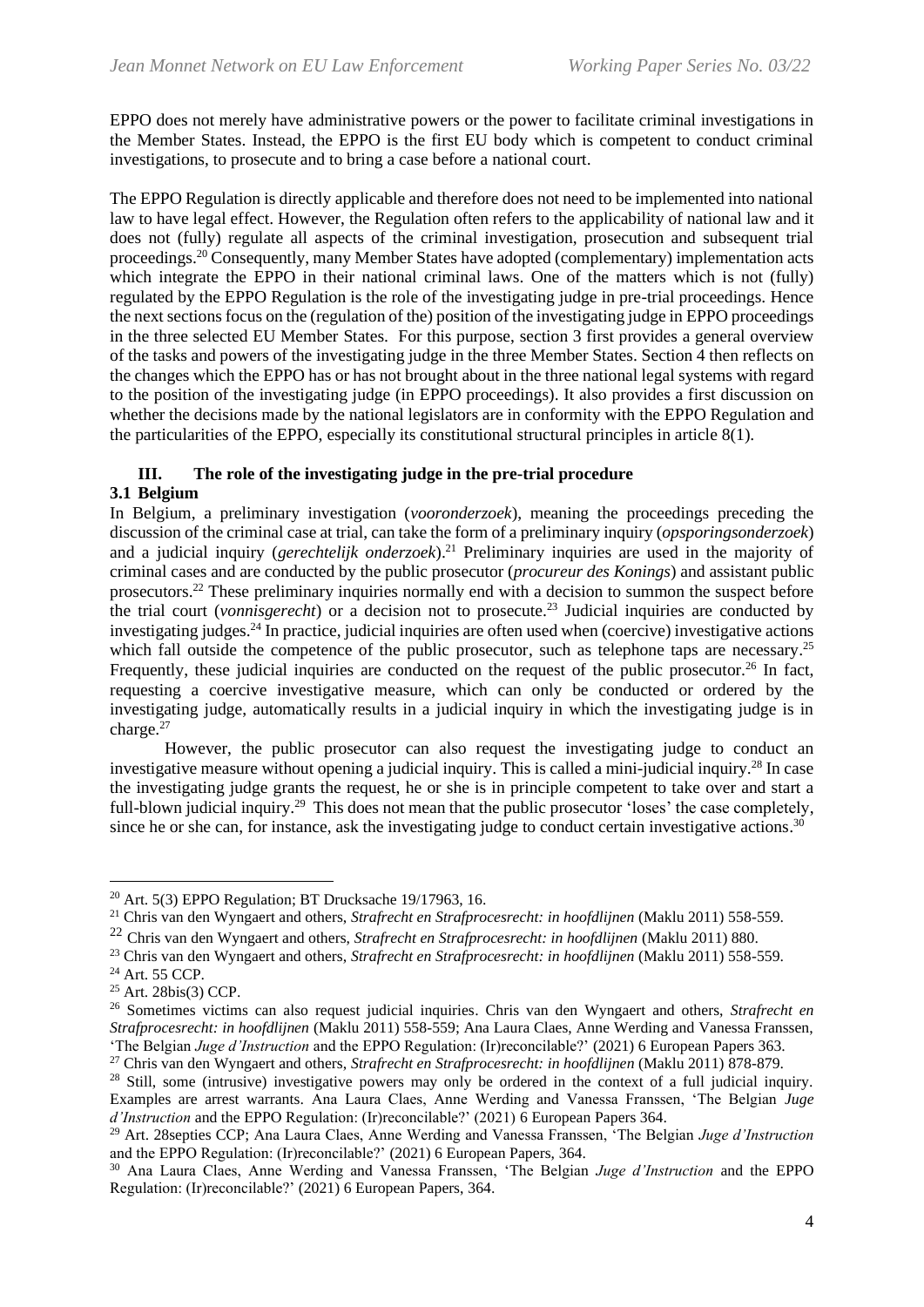EPPO does not merely have administrative powers or the power to facilitate criminal investigations in the Member States. Instead, the EPPO is the first EU body which is competent to conduct criminal investigations, to prosecute and to bring a case before a national court.

The EPPO Regulation is directly applicable and therefore does not need to be implemented into national law to have legal effect. However, the Regulation often refers to the applicability of national law and it does not (fully) regulate all aspects of the criminal investigation, prosecution and subsequent trial proceedings.[20] Consequently, many Member States have adopted (complementary) implementation acts which integrate the EPPO in their national criminal laws. One of the matters which is not (fully) regulated by the EPPO Regulation is the role of the investigating judge in pre-trial proceedings. Hence the next sections focus on the (regulation of the) position of the investigating judge in EPPO proceedings in the three selected EU Member States. For this purpose, section 3 first provides a general overview of the tasks and powers of the investigating judge in the three Member States. Section 4 then reflects on the changes which the EPPO has or has not brought about in the three national legal systems with regard to the position of the investigating judge (in EPPO proceedings). It also provides a first discussion on whether the decisions made by the national legislators are in conformity with the EPPO Regulation and the particularities of the EPPO, especially its constitutional structural principles in article 8(1).

## III. The role of the investigating judge in the pre-trial procedure

### 3.1 Belgium

In Belgium, a preliminary investigation (*vooronderzoek*), meaning the proceedings preceding the discussion of the criminal case at trial, can take the form of a preliminary inquiry (*opsporingsonderzoek*) and a judicial inquiry (*gerechtelijk onderzoek*).[21] Preliminary inquiries are used in the majority of criminal cases and are conducted by the public prosecutor (*procureur des Konings*) and assistant public prosecutors.[22] These preliminary inquiries normally end with a decision to summon the suspect before the trial court (*vonnisgerecht*) or a decision not to prosecute.[23] Judicial inquiries are conducted by investigating judges.[24] In practice, judicial inquiries are often used when (coercive) investigative actions which fall outside the competence of the public prosecutor, such as telephone taps are necessary.[25] Frequently, these judicial inquiries are conducted on the request of the public prosecutor.[26] In fact, requesting a coercive investigative measure, which can only be conducted or ordered by the investigating judge, automatically results in a judicial inquiry in which the investigating judge is in charge.[27]

However, the public prosecutor can also request the investigating judge to conduct an investigative measure without opening a judicial inquiry. This is called a mini-judicial inquiry.[28] In case the investigating judge grants the request, he or she is in principle competent to take over and start a full-blown judicial inquiry.[29] This does not mean that the public prosecutor 'loses' the case completely, since he or she can, for instance, ask the investigating judge to conduct certain investigative actions.[30]

---

[20] Art. 5(3) EPPO Regulation; BT Drucksache 19/17963, 16.

[21] Chris van den Wyngaert and others, *Strafrecht en Strafprocesrecht: in hoofdlijnen* (Maklu 2011) 558-559.

[22] Chris van den Wyngaert and others, *Strafrecht en Strafprocesrecht: in hoofdlijnen* (Maklu 2011) 880.

[23] Chris van den Wyngaert and others, *Strafrecht en Strafprocesrecht: in hoofdlijnen* (Maklu 2011) 558-559.

[24] Art. 55 CCP.

[25] Art. 28bis(3) CCP.

[26] Sometimes victims can also request judicial inquiries. Chris van den Wyngaert and others, *Strafrecht en Strafprocesrecht: in hoofdlijnen* (Maklu 2011) 558-559; Ana Laura Claes, Anne Werding and Vanessa Franssen, 'The Belgian *Juge d'Instruction* and the EPPO Regulation: (Ir)reconcilable?' (2021) 6 European Papers 363.

[27] Chris van den Wyngaert and others, *Strafrecht en Strafprocesrecht: in hoofdlijnen* (Maklu 2011) 878-879.

[28] Still, some (intrusive) investigative powers may only be ordered in the context of a full judicial inquiry. Examples are arrest warrants. Ana Laura Claes, Anne Werding and Vanessa Franssen, 'The Belgian *Juge d'Instruction* and the EPPO Regulation: (Ir)reconcilable?' (2021) 6 European Papers 364.

[29] Art. 28septies CCP; Ana Laura Claes, Anne Werding and Vanessa Franssen, 'The Belgian *Juge d'Instruction* and the EPPO Regulation: (Ir)reconcilable?' (2021) 6 European Papers, 364.

[30] Ana Laura Claes, Anne Werding and Vanessa Franssen, 'The Belgian *Juge d'Instruction* and the EPPO Regulation: (Ir)reconcilable?' (2021) 6 European Papers, 364.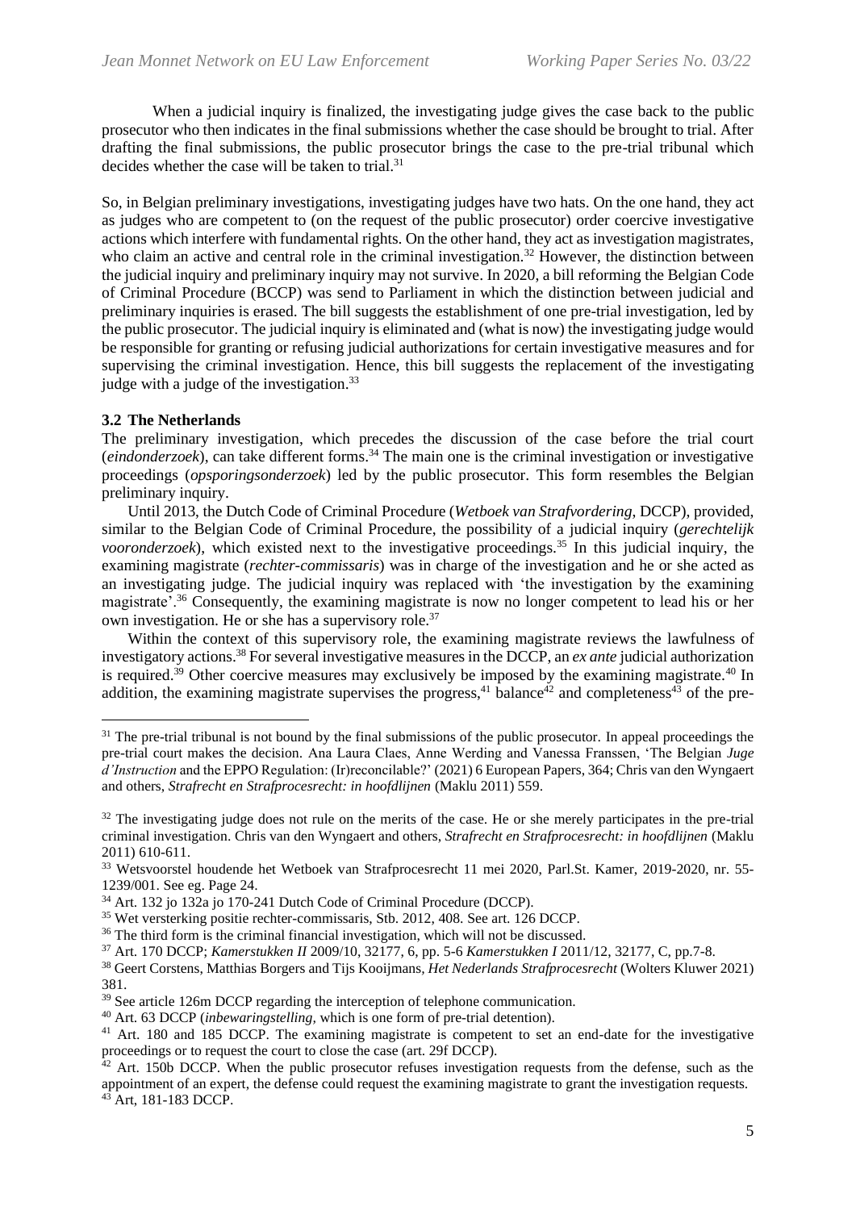When a judicial inquiry is finalized, the investigating judge gives the case back to the public prosecutor who then indicates in the final submissions whether the case should be brought to trial. After drafting the final submissions, the public prosecutor brings the case to the pre-trial tribunal which decides whether the case will be taken to trial.[31]

So, in Belgian preliminary investigations, investigating judges have two hats. On the one hand, they act as judges who are competent to (on the request of the public prosecutor) order coercive investigative actions which interfere with fundamental rights. On the other hand, they act as investigation magistrates, who claim an active and central role in the criminal investigation.[32] However, the distinction between the judicial inquiry and preliminary inquiry may not survive. In 2020, a bill reforming the Belgian Code of Criminal Procedure (BCCP) was send to Parliament in which the distinction between judicial and preliminary inquiries is erased. The bill suggests the establishment of one pre-trial investigation, led by the public prosecutor. The judicial inquiry is eliminated and (what is now) the investigating judge would be responsible for granting or refusing judicial authorizations for certain investigative measures and for supervising the criminal investigation. Hence, this bill suggests the replacement of the investigating judge with a judge of the investigation.[33]

### 3.2 The Netherlands

The preliminary investigation, which precedes the discussion of the case before the trial court (*eindonderzoek*), can take different forms.[34] The main one is the criminal investigation or investigative proceedings (*opsporingsonderzoek*) led by the public prosecutor. This form resembles the Belgian preliminary inquiry.

Until 2013, the Dutch Code of Criminal Procedure (*Wetboek van Strafvordering*, DCCP), provided, similar to the Belgian Code of Criminal Procedure, the possibility of a judicial inquiry (*gerechtelijk vooronderzoek*), which existed next to the investigative proceedings.[35] In this judicial inquiry, the examining magistrate (*rechter-commissaris*) was in charge of the investigation and he or she acted as an investigating judge. The judicial inquiry was replaced with 'the investigation by the examining magistrate'.[36] Consequently, the examining magistrate is now no longer competent to lead his or her own investigation. He or she has a supervisory role.[37]

Within the context of this supervisory role, the examining magistrate reviews the lawfulness of investigatory actions.[38] For several investigative measures in the DCCP, an *ex ante* judicial authorization is required.[39] Other coercive measures may exclusively be imposed by the examining magistrate.[40] In addition, the examining magistrate supervises the progress,[41] balance[42] and completeness[43] of the pre-

---

[31] The pre-trial tribunal is not bound by the final submissions of the public prosecutor. In appeal proceedings the pre-trial court makes the decision. Ana Laura Claes, Anne Werding and Vanessa Franssen, 'The Belgian *Juge d'Instruction* and the EPPO Regulation: (Ir)reconcilable?' (2021) 6 European Papers, 364; Chris van den Wyngaert and others, *Strafrecht en Strafprocesrecht: in hoofdlijnen* (Maklu 2011) 559.

[32] The investigating judge does not rule on the merits of the case. He or she merely participates in the pre-trial criminal investigation. Chris van den Wyngaert and others, *Strafrecht en Strafprocesrecht: in hoofdlijnen* (Maklu 2011) 610-611.

[33] Wetsvoorstel houdende het Wetboek van Strafprocesrecht 11 mei 2020, Parl.St. Kamer, 2019-2020, nr. 55-1239/001. See eg. Page 24.

[34] Art. 132 jo 132a jo 170-241 Dutch Code of Criminal Procedure (DCCP).

[35] Wet versterking positie rechter-commissaris, Stb. 2012, 408. See art. 126 DCCP.

[36] The third form is the criminal financial investigation, which will not be discussed.

[37] Art. 170 DCCP; *Kamerstukken II* 2009/10, 32177, 6, pp. 5-6 *Kamerstukken I* 2011/12, 32177, C, pp.7-8.

[38] Geert Corstens, Matthias Borgers and Tijs Kooijmans, *Het Nederlands Strafprocesrecht* (Wolters Kluwer 2021) 381.

[39] See article 126m DCCP regarding the interception of telephone communication.

[40] Art. 63 DCCP (*inbewaringstelling*, which is one form of pre-trial detention).

[41] Art. 180 and 185 DCCP. The examining magistrate is competent to set an end-date for the investigative proceedings or to request the court to close the case (art. 29f DCCP).

[42] Art. 150b DCCP. When the public prosecutor refuses investigation requests from the defense, such as the appointment of an expert, the defense could request the examining magistrate to grant the investigation requests.

[43] Art, 181-183 DCCP.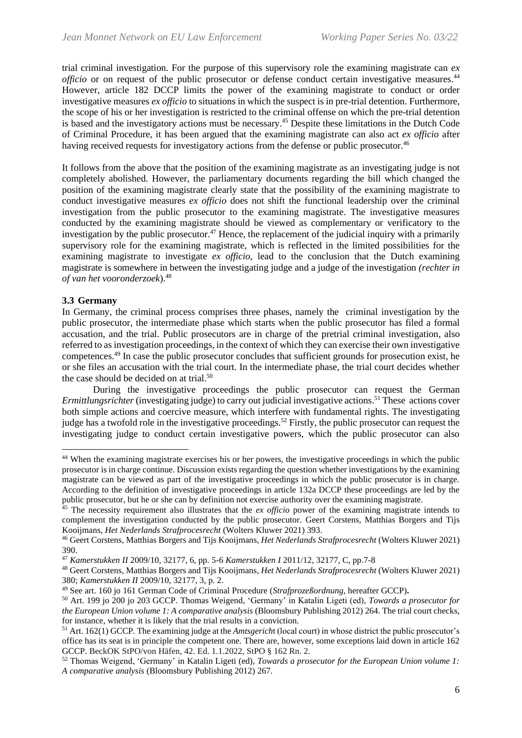trial criminal investigation. For the purpose of this supervisory role the examining magistrate can *ex officio* or on request of the public prosecutor or defense conduct certain investigative measures.[44] However, article 182 DCCP limits the power of the examining magistrate to conduct or order investigative measures *ex officio* to situations in which the suspect is in pre-trial detention. Furthermore, the scope of his or her investigation is restricted to the criminal offense on which the pre-trial detention is based and the investigatory actions must be necessary.[45] Despite these limitations in the Dutch Code of Criminal Procedure, it has been argued that the examining magistrate can also act *ex officio* after having received requests for investigatory actions from the defense or public prosecutor.[46]

It follows from the above that the position of the examining magistrate as an investigating judge is not completely abolished. However, the parliamentary documents regarding the bill which changed the position of the examining magistrate clearly state that the possibility of the examining magistrate to conduct investigative measures *ex officio* does not shift the functional leadership over the criminal investigation from the public prosecutor to the examining magistrate. The investigative measures conducted by the examining magistrate should be viewed as complementary or verificatory to the investigation by the public prosecutor.[47] Hence, the replacement of the judicial inquiry with a primarily supervisory role for the examining magistrate, which is reflected in the limited possibilities for the examining magistrate to investigate *ex officio*, lead to the conclusion that the Dutch examining magistrate is somewhere in between the investigating judge and a judge of the investigation *(rechter in of van het vooronderzoek*).[48]

### 3.3 Germany

In Germany, the criminal process comprises three phases, namely the criminal investigation by the public prosecutor, the intermediate phase which starts when the public prosecutor has filed a formal accusation, and the trial. Public prosecutors are in charge of the pretrial criminal investigation, also referred to as investigation proceedings, in the context of which they can exercise their own investigative competences.[49] In case the public prosecutor concludes that sufficient grounds for prosecution exist, he or she files an accusation with the trial court. In the intermediate phase, the trial court decides whether the case should be decided on at trial.[50]

During the investigative proceedings the public prosecutor can request the German *Ermittlungsrichter* (investigating judge) to carry out judicial investigative actions.[51] These actions cover both simple actions and coercive measure, which interfere with fundamental rights. The investigating judge has a twofold role in the investigative proceedings.[52] Firstly, the public prosecutor can request the investigating judge to conduct certain investigative powers, which the public prosecutor can also

---

[44] When the examining magistrate exercises his or her powers, the investigative proceedings in which the public prosecutor is in charge continue. Discussion exists regarding the question whether investigations by the examining magistrate can be viewed as part of the investigative proceedings in which the public prosecutor is in charge. According to the definition of investigative proceedings in article 132a DCCP these proceedings are led by the public prosecutor, but he or she can by definition not exercise authority over the examining magistrate.

[45] The necessity requirement also illustrates that the *ex officio* power of the examining magistrate intends to complement the investigation conducted by the public prosecutor. Geert Corstens, Matthias Borgers and Tijs Kooijmans, *Het Nederlands Strafprocesrecht* (Wolters Kluwer 2021) 393.

[46] Geert Corstens, Matthias Borgers and Tijs Kooijmans, *Het Nederlands Strafprocesrecht* (Wolters Kluwer 2021) 390.

[47] *Kamerstukken II* 2009/10, 32177, 6, pp. 5-6 *Kamerstukken I* 2011/12, 32177, C, pp.7-8

[48] Geert Corstens, Matthias Borgers and Tijs Kooijmans, *Het Nederlands Strafprocesrecht* (Wolters Kluwer 2021) 380; *Kamerstukken II* 2009/10, 32177, 3, p. 2.

[49] See art. 160 jo 161 German Code of Criminal Procedure (*Strafprozeßordnung*, hereafter GCCP)**.**

[50] Art. 199 jo 200 jo 203 GCCP. Thomas Weigend, 'Germany' in Katalin Ligeti (ed), *Towards a prosecutor for the European Union volume 1: A comparative analysis* (Bloomsbury Publishing 2012) 264. The trial court checks, for instance, whether it is likely that the trial results in a conviction.

[51] Art. 162(1) GCCP. The examining judge at the *Amtsgerich*t (local court) in whose district the public prosecutor's office has its seat is in principle the competent one. There are, however, some exceptions laid down in article 162 GCCP. BeckOK StPO/von Häfen, 42. Ed. 1.1.2022, StPO § 162 Rn. 2.

[52] Thomas Weigend, 'Germany' in Katalin Ligeti (ed), *Towards a prosecutor for the European Union volume 1: A comparative analysis* (Bloomsbury Publishing 2012) 267.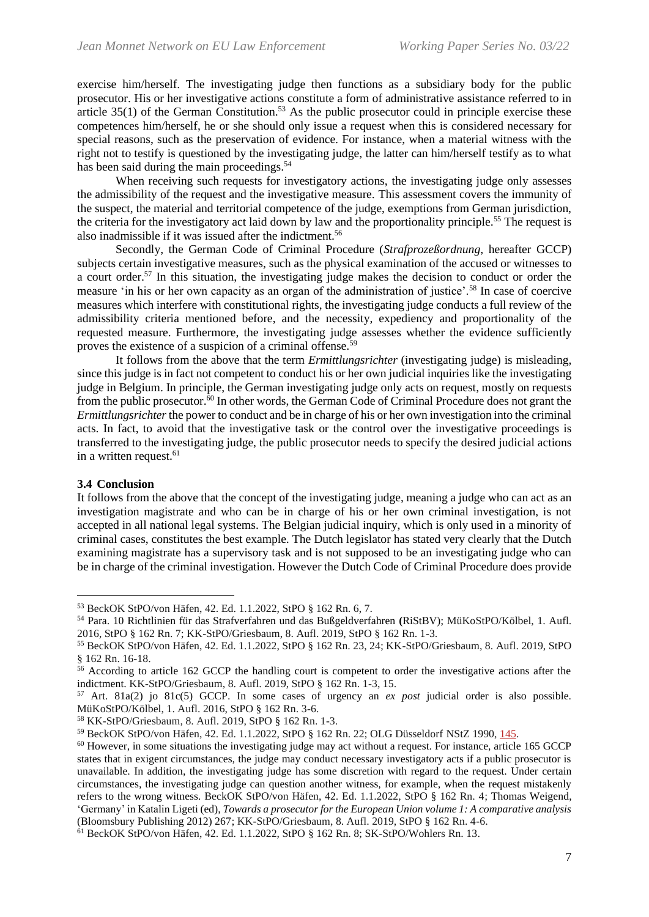exercise him/herself. The investigating judge then functions as a subsidiary body for the public prosecutor. His or her investigative actions constitute a form of administrative assistance referred to in article 35(1) of the German Constitution.[53] As the public prosecutor could in principle exercise these competences him/herself, he or she should only issue a request when this is considered necessary for special reasons, such as the preservation of evidence. For instance, when a material witness with the right not to testify is questioned by the investigating judge, the latter can him/herself testify as to what has been said during the main proceedings.[54]

When receiving such requests for investigatory actions, the investigating judge only assesses the admissibility of the request and the investigative measure. This assessment covers the immunity of the suspect, the material and territorial competence of the judge, exemptions from German jurisdiction, the criteria for the investigatory act laid down by law and the proportionality principle.[55] The request is also inadmissible if it was issued after the indictment.[56]

Secondly, the German Code of Criminal Procedure (*Strafprozeßordnung*, hereafter GCCP) subjects certain investigative measures, such as the physical examination of the accused or witnesses to a court order.[57] In this situation, the investigating judge makes the decision to conduct or order the measure 'in his or her own capacity as an organ of the administration of justice'.[58] In case of coercive measures which interfere with constitutional rights, the investigating judge conducts a full review of the admissibility criteria mentioned before, and the necessity, expediency and proportionality of the requested measure. Furthermore, the investigating judge assesses whether the evidence sufficiently proves the existence of a suspicion of a criminal offense.[59]

It follows from the above that the term *Ermittlungsrichter* (investigating judge) is misleading, since this judge is in fact not competent to conduct his or her own judicial inquiries like the investigating judge in Belgium. In principle, the German investigating judge only acts on request, mostly on requests from the public prosecutor.[60] In other words, the German Code of Criminal Procedure does not grant the *Ermittlungsrichter* the power to conduct and be in charge of his or her own investigation into the criminal acts. In fact, to avoid that the investigative task or the control over the investigative proceedings is transferred to the investigating judge, the public prosecutor needs to specify the desired judicial actions in a written request.[61]

### 3.4 Conclusion

It follows from the above that the concept of the investigating judge, meaning a judge who can act as an investigation magistrate and who can be in charge of his or her own criminal investigation, is not accepted in all national legal systems. The Belgian judicial inquiry, which is only used in a minority of criminal cases, constitutes the best example. The Dutch legislator has stated very clearly that the Dutch examining magistrate has a supervisory task and is not supposed to be an investigating judge who can be in charge of the criminal investigation. However the Dutch Code of Criminal Procedure does provide

---

[53] BeckOK StPO/von Häfen, 42. Ed. 1.1.2022, StPO § 162 Rn. 6, 7.

[54] Para. 10 Richtlinien für das Strafverfahren und das Bußgeldverfahren **(**RiStBV); MüKoStPO/Kölbel, 1. Aufl. 2016, StPO § 162 Rn. 7; KK-StPO/Griesbaum, 8. Aufl. 2019, StPO § 162 Rn. 1-3.

[55] BeckOK StPO/von Häfen, 42. Ed. 1.1.2022, StPO § 162 Rn. 23, 24; KK-StPO/Griesbaum, 8. Aufl. 2019, StPO § 162 Rn. 16-18.

[56] According to article 162 GCCP the handling court is competent to order the investigative actions after the indictment. KK-StPO/Griesbaum, 8. Aufl. 2019, StPO § 162 Rn. 1-3, 15.

[57] Art. 81a(2) jo 81c(5) GCCP. In some cases of urgency an *ex post* judicial order is also possible. MüKoStPO/Kölbel, 1. Aufl. 2016, StPO § 162 Rn. 3-6.

[58] KK-StPO/Griesbaum, 8. Aufl. 2019, StPO § 162 Rn. 1-3.

[59] BeckOK StPO/von Häfen, 42. Ed. 1.1.2022, StPO § 162 Rn. 22; OLG Düsseldorf NStZ 1990, 145.

[60] However, in some situations the investigating judge may act without a request. For instance, article 165 GCCP states that in exigent circumstances, the judge may conduct necessary investigatory acts if a public prosecutor is unavailable. In addition, the investigating judge has some discretion with regard to the request. Under certain circumstances, the investigating judge can question another witness, for example, when the request mistakenly refers to the wrong witness. BeckOK StPO/von Häfen, 42. Ed. 1.1.2022, StPO § 162 Rn. 4; Thomas Weigend, 'Germany' in Katalin Ligeti (ed), *Towards a prosecutor for the European Union volume 1: A comparative analysis* (Bloomsbury Publishing 2012) 267; KK-StPO/Griesbaum, 8. Aufl. 2019, StPO § 162 Rn. 4-6.

[61] BeckOK StPO/von Häfen, 42. Ed. 1.1.2022, StPO § 162 Rn. 8; SK-StPO/Wohlers Rn. 13.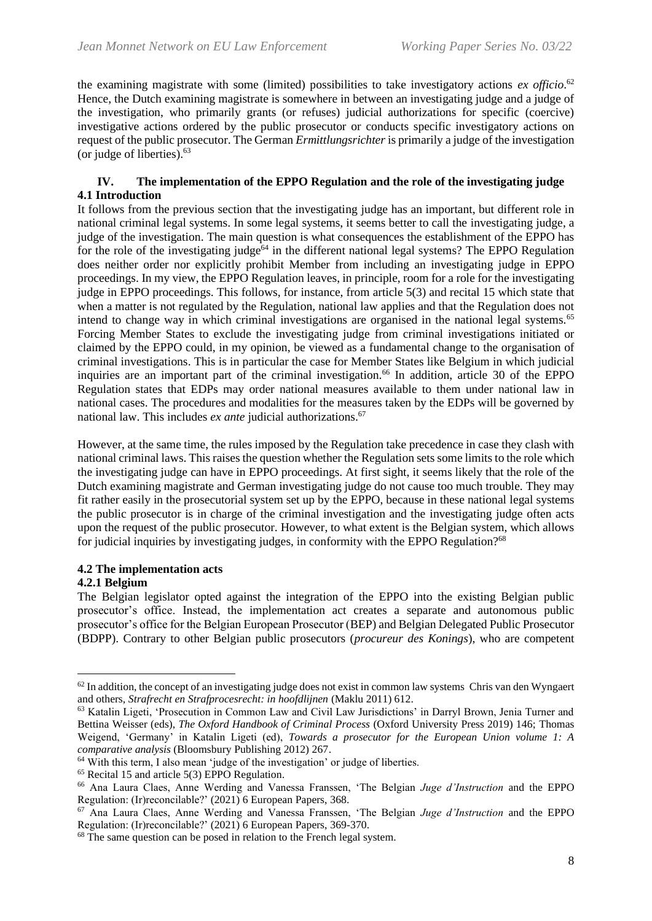the examining magistrate with some (limited) possibilities to take investigatory actions *ex officio*.[62] Hence, the Dutch examining magistrate is somewhere in between an investigating judge and a judge of the investigation, who primarily grants (or refuses) judicial authorizations for specific (coercive) investigative actions ordered by the public prosecutor or conducts specific investigatory actions on request of the public prosecutor. The German *Ermittlungsrichter* is primarily a judge of the investigation (or judge of liberties).[63]

## IV. The implementation of the EPPO Regulation and the role of the investigating judge

### 4.1 Introduction

It follows from the previous section that the investigating judge has an important, but different role in national criminal legal systems. In some legal systems, it seems better to call the investigating judge, a judge of the investigation. The main question is what consequences the establishment of the EPPO has for the role of the investigating judge[64] in the different national legal systems? The EPPO Regulation does neither order nor explicitly prohibit Member from including an investigating judge in EPPO proceedings. In my view, the EPPO Regulation leaves, in principle, room for a role for the investigating judge in EPPO proceedings. This follows, for instance, from article 5(3) and recital 15 which state that when a matter is not regulated by the Regulation, national law applies and that the Regulation does not intend to change way in which criminal investigations are organised in the national legal systems.[65] Forcing Member States to exclude the investigating judge from criminal investigations initiated or claimed by the EPPO could, in my opinion, be viewed as a fundamental change to the organisation of criminal investigations. This is in particular the case for Member States like Belgium in which judicial inquiries are an important part of the criminal investigation.[66] In addition, article 30 of the EPPO Regulation states that EDPs may order national measures available to them under national law in national cases. The procedures and modalities for the measures taken by the EDPs will be governed by national law. This includes *ex ante* judicial authorizations.[67]

However, at the same time, the rules imposed by the Regulation take precedence in case they clash with national criminal laws. This raises the question whether the Regulation sets some limits to the role which the investigating judge can have in EPPO proceedings. At first sight, it seems likely that the role of the Dutch examining magistrate and German investigating judge do not cause too much trouble. They may fit rather easily in the prosecutorial system set up by the EPPO, because in these national legal systems the public prosecutor is in charge of the criminal investigation and the investigating judge often acts upon the request of the public prosecutor. However, to what extent is the Belgian system, which allows for judicial inquiries by investigating judges, in conformity with the EPPO Regulation?[68]

### 4.2 The implementation acts

#### 4.2.1 Belgium

The Belgian legislator opted against the integration of the EPPO into the existing Belgian public prosecutor's office. Instead, the implementation act creates a separate and autonomous public prosecutor's office for the Belgian European Prosecutor (BEP) and Belgian Delegated Public Prosecutor (BDPP). Contrary to other Belgian public prosecutors (*procureur des Konings*), who are competent

---

[62] In addition, the concept of an investigating judge does not exist in common law systems Chris van den Wyngaert and others, *Strafrecht en Strafprocesrecht: in hoofdlijnen* (Maklu 2011) 612.

[63] Katalin Ligeti, 'Prosecution in Common Law and Civil Law Jurisdictions' in Darryl Brown, Jenia Turner and Bettina Weisser (eds), *The Oxford Handbook of Criminal Process* (Oxford University Press 2019) 146; Thomas Weigend, 'Germany' in Katalin Ligeti (ed), *Towards a prosecutor for the European Union volume 1: A comparative analysis* (Bloomsbury Publishing 2012) 267.

[64] With this term, I also mean 'judge of the investigation' or judge of liberties.

[65] Recital 15 and article 5(3) EPPO Regulation.

[66] Ana Laura Claes, Anne Werding and Vanessa Franssen, 'The Belgian *Juge d'Instruction* and the EPPO Regulation: (Ir)reconcilable?' (2021) 6 European Papers, 368.

[67] Ana Laura Claes, Anne Werding and Vanessa Franssen, 'The Belgian *Juge d'Instruction* and the EPPO Regulation: (Ir)reconcilable?' (2021) 6 European Papers, 369-370.

[68] The same question can be posed in relation to the French legal system.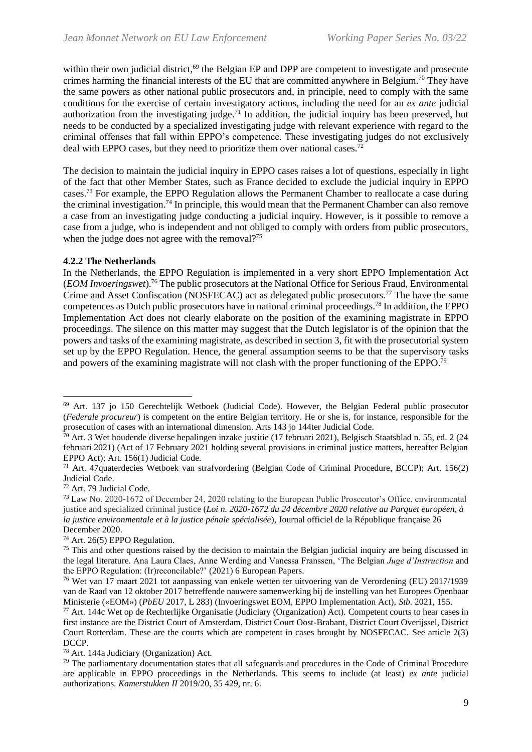within their own judicial district,[69] the Belgian EP and DPP are competent to investigate and prosecute crimes harming the financial interests of the EU that are committed anywhere in Belgium.[70] They have the same powers as other national public prosecutors and, in principle, need to comply with the same conditions for the exercise of certain investigatory actions, including the need for an *ex ante* judicial authorization from the investigating judge.[71] In addition, the judicial inquiry has been preserved, but needs to be conducted by a specialized investigating judge with relevant experience with regard to the criminal offenses that fall within EPPO's competence. These investigating judges do not exclusively deal with EPPO cases, but they need to prioritize them over national cases.[72]

The decision to maintain the judicial inquiry in EPPO cases raises a lot of questions, especially in light of the fact that other Member States, such as France decided to exclude the judicial inquiry in EPPO cases.[73] For example, the EPPO Regulation allows the Permanent Chamber to reallocate a case during the criminal investigation.[74] In principle, this would mean that the Permanent Chamber can also remove a case from an investigating judge conducting a judicial inquiry. However, is it possible to remove a case from a judge, who is independent and not obliged to comply with orders from public prosecutors, when the judge does not agree with the removal?[75]

### 4.2.2 The Netherlands

In the Netherlands, the EPPO Regulation is implemented in a very short EPPO Implementation Act (*EOM Invoeringswet*).[76] The public prosecutors at the National Office for Serious Fraud, Environmental Crime and Asset Confiscation (NOSFECAC) act as delegated public prosecutors.[77] The have the same competences as Dutch public prosecutors have in national criminal proceedings.[78] In addition, the EPPO Implementation Act does not clearly elaborate on the position of the examining magistrate in EPPO proceedings. The silence on this matter may suggest that the Dutch legislator is of the opinion that the powers and tasks of the examining magistrate, as described in section 3, fit with the prosecutorial system set up by the EPPO Regulation. Hence, the general assumption seems to be that the supervisory tasks and powers of the examining magistrate will not clash with the proper functioning of the EPPO.[79]

---

[69] Art. 137 jo 150 Gerechtelijk Wetboek (Judicial Code). However, the Belgian Federal public prosecutor (*Federale procureur*) is competent on the entire Belgian territory. He or she is, for instance, responsible for the prosecution of cases with an international dimension. Arts 143 jo 144ter Judicial Code.

[70] Art. 3 Wet houdende diverse bepalingen inzake justitie (17 februari 2021), Belgisch Staatsblad n. 55, ed. 2 (24 februari 2021) (Act of 17 February 2021 holding several provisions in criminal justice matters, hereafter Belgian EPPO Act); Art. 156(1) Judicial Code.

[71] Art. 47quaterdecies Wetboek van strafvordering (Belgian Code of Criminal Procedure, BCCP); Art. 156(2) Judicial Code.

[72] Art. 79 Judicial Code.

[73] Law No. 2020-1672 of December 24, 2020 relating to the European Public Prosecutor's Office, environmental justice and specialized criminal justice (*Loi n. 2020-1672 du 24 décembre 2020 relative au Parquet européen, à la justice environmentale et à la justice pénale spécialisée*), Journal officiel de la République française 26 December 2020.

[74] Art. 26(5) EPPO Regulation.

[75] This and other questions raised by the decision to maintain the Belgian judicial inquiry are being discussed in the legal literature. Ana Laura Claes, Anne Werding and Vanessa Franssen, 'The Belgian *Juge d'Instruction* and the EPPO Regulation: (Ir)reconcilable?' (2021) 6 European Papers.

[76] Wet van 17 maart 2021 tot aanpassing van enkele wetten ter uitvoering van de Verordening (EU) 2017/1939 van de Raad van 12 oktober 2017 betreffende nauwere samenwerking bij de instelling van het Europees Openbaar Ministerie («EOM») (*PbEU* 2017, L 283) (Invoeringswet EOM, EPPO Implementation Act), *Stb.* 2021, 155.

[77] Art. 144c Wet op de Rechterlijke Organisatie (Judiciary (Organization) Act). Competent courts to hear cases in first instance are the District Court of Amsterdam, District Court Oost-Brabant, District Court Overijssel, District Court Rotterdam. These are the courts which are competent in cases brought by NOSFECAC. See article 2(3) DCCP.

[78] Art. 144a Judiciary (Organization) Act.

[79] The parliamentary documentation states that all safeguards and procedures in the Code of Criminal Procedure are applicable in EPPO proceedings in the Netherlands. This seems to include (at least) *ex ante* judicial authorizations. *Kamerstukken II* 2019/20, 35 429, nr. 6.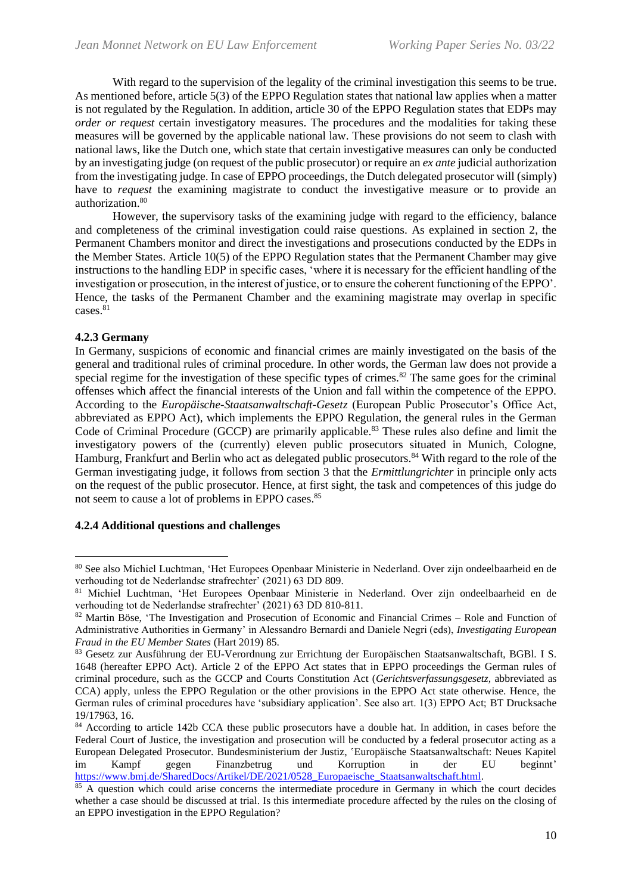With regard to the supervision of the legality of the criminal investigation this seems to be true. As mentioned before, article 5(3) of the EPPO Regulation states that national law applies when a matter is not regulated by the Regulation. In addition, article 30 of the EPPO Regulation states that EDPs may *order or request* certain investigatory measures. The procedures and the modalities for taking these measures will be governed by the applicable national law. These provisions do not seem to clash with national laws, like the Dutch one, which state that certain investigative measures can only be conducted by an investigating judge (on request of the public prosecutor) or require an *ex ante* judicial authorization from the investigating judge. In case of EPPO proceedings, the Dutch delegated prosecutor will (simply) have to *request* the examining magistrate to conduct the investigative measure or to provide an authorization.[80]

However, the supervisory tasks of the examining judge with regard to the efficiency, balance and completeness of the criminal investigation could raise questions. As explained in section 2, the Permanent Chambers monitor and direct the investigations and prosecutions conducted by the EDPs in the Member States. Article 10(5) of the EPPO Regulation states that the Permanent Chamber may give instructions to the handling EDP in specific cases, 'where it is necessary for the efficient handling of the investigation or prosecution, in the interest of justice, or to ensure the coherent functioning of the EPPO'. Hence, the tasks of the Permanent Chamber and the examining magistrate may overlap in specific cases.[81]

### 4.2.3 Germany

In Germany, suspicions of economic and financial crimes are mainly investigated on the basis of the general and traditional rules of criminal procedure. In other words, the German law does not provide a special regime for the investigation of these specific types of crimes.[82] The same goes for the criminal offenses which affect the financial interests of the Union and fall within the competence of the EPPO. According to the *Europäische-Staatsanwaltschaft-Gesetz* (European Public Prosecutor's Office Act, abbreviated as EPPO Act), which implements the EPPO Regulation, the general rules in the German Code of Criminal Procedure (GCCP) are primarily applicable.[83] These rules also define and limit the investigatory powers of the (currently) eleven public prosecutors situated in Munich, Cologne, Hamburg, Frankfurt and Berlin who act as delegated public prosecutors.[84] With regard to the role of the German investigating judge, it follows from section 3 that the *Ermittlungrichter* in principle only acts on the request of the public prosecutor. Hence, at first sight, the task and competences of this judge do not seem to cause a lot of problems in EPPO cases.[85]

### 4.2.4 Additional questions and challenges

---

[80] See also Michiel Luchtman, 'Het Europees Openbaar Ministerie in Nederland. Over zijn ondeelbaarheid en de verhouding tot de Nederlandse strafrechter' (2021) 63 DD 809.

[81] Michiel Luchtman, 'Het Europees Openbaar Ministerie in Nederland. Over zijn ondeelbaarheid en de verhouding tot de Nederlandse strafrechter' (2021) 63 DD 810-811.

[82] Martin Böse, 'The Investigation and Prosecution of Economic and Financial Crimes – Role and Function of Administrative Authorities in Germany' in Alessandro Bernardi and Daniele Negri (eds), *Investigating European Fraud in the EU Member States* (Hart 2019) 85.

[83] Gesetz zur Ausführung der EU-Verordnung zur Errichtung der Europäischen Staatsanwaltschaft, BGBl. I S. 1648 (hereafter EPPO Act). Article 2 of the EPPO Act states that in EPPO proceedings the German rules of criminal procedure, such as the GCCP and Courts Constitution Act (*Gerichtsverfassungsgesetz,* abbreviated as CCA) apply, unless the EPPO Regulation or the other provisions in the EPPO Act state otherwise. Hence, the German rules of criminal procedures have 'subsidiary application'. See also art. 1(3) EPPO Act; BT Drucksache 19/17963, 16.

[84] According to article 142b CCA these public prosecutors have a double hat. In addition, in cases before the Federal Court of Justice, the investigation and prosecution will be conducted by a federal prosecutor acting as a European Delegated Prosecutor. Bundesministerium der Justiz, 'Europäische Staatsanwaltschaft: Neues Kapitel im Kampf gegen Finanzbetrug und Korruption in der EU beginnt' https://www.bmj.de/SharedDocs/Artikel/DE/2021/0528_Europaeische_Staatsanwaltschaft.html.

[85] A question which could arise concerns the intermediate procedure in Germany in which the court decides whether a case should be discussed at trial. Is this intermediate procedure affected by the rules on the closing of an EPPO investigation in the EPPO Regulation?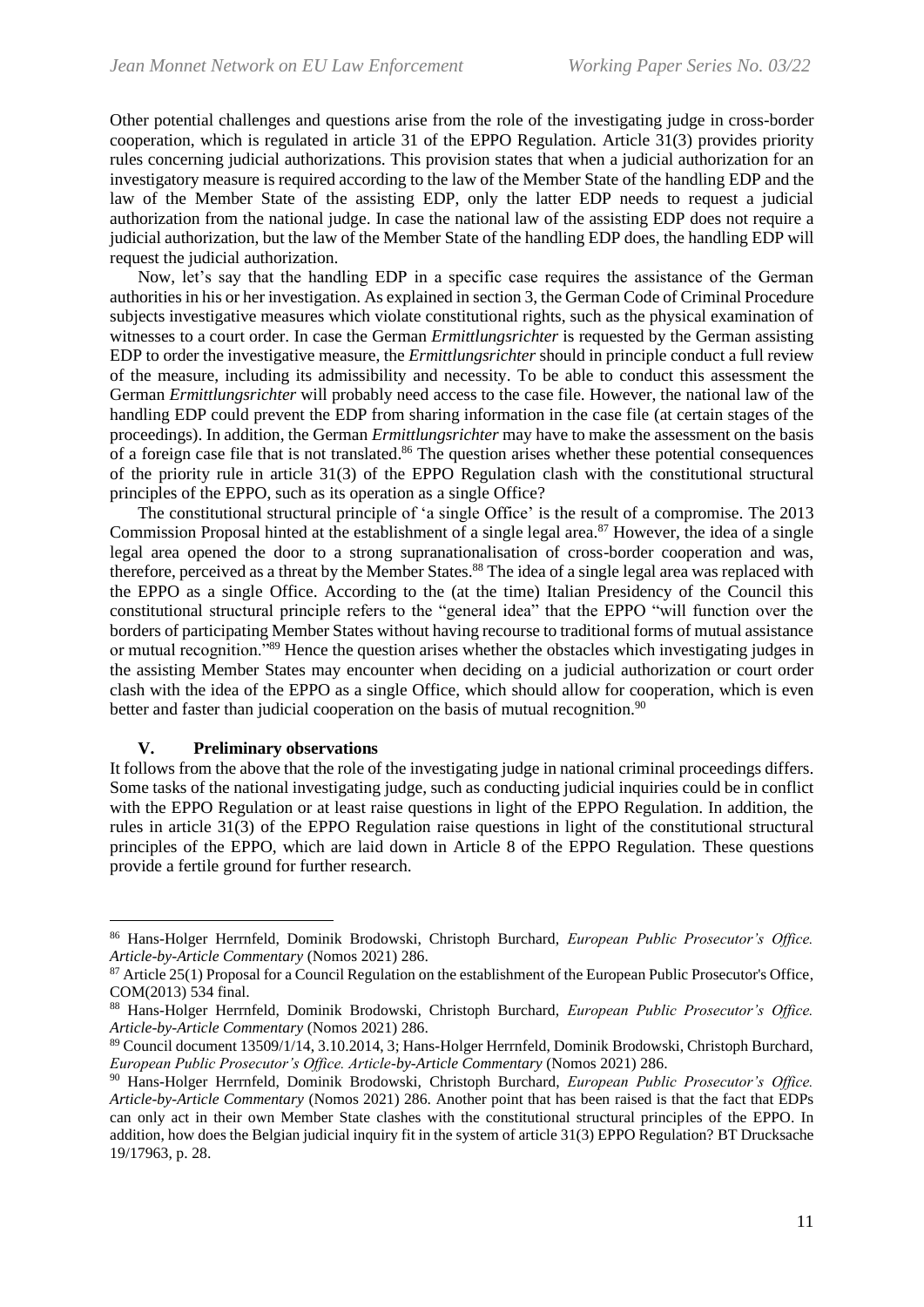Other potential challenges and questions arise from the role of the investigating judge in cross-border cooperation, which is regulated in article 31 of the EPPO Regulation. Article 31(3) provides priority rules concerning judicial authorizations. This provision states that when a judicial authorization for an investigatory measure is required according to the law of the Member State of the handling EDP and the law of the Member State of the assisting EDP, only the latter EDP needs to request a judicial authorization from the national judge. In case the national law of the assisting EDP does not require a judicial authorization, but the law of the Member State of the handling EDP does, the handling EDP will request the judicial authorization.

Now, let's say that the handling EDP in a specific case requires the assistance of the German authorities in his or her investigation. As explained in section 3, the German Code of Criminal Procedure subjects investigative measures which violate constitutional rights, such as the physical examination of witnesses to a court order. In case the German *Ermittlungsrichter* is requested by the German assisting EDP to order the investigative measure, the *Ermittlungsrichter* should in principle conduct a full review of the measure, including its admissibility and necessity. To be able to conduct this assessment the German *Ermittlungsrichter* will probably need access to the case file. However, the national law of the handling EDP could prevent the EDP from sharing information in the case file (at certain stages of the proceedings). In addition, the German *Ermittlungsrichter* may have to make the assessment on the basis of a foreign case file that is not translated.[86] The question arises whether these potential consequences of the priority rule in article 31(3) of the EPPO Regulation clash with the constitutional structural principles of the EPPO, such as its operation as a single Office?

The constitutional structural principle of 'a single Office' is the result of a compromise. The 2013 Commission Proposal hinted at the establishment of a single legal area.[87] However, the idea of a single legal area opened the door to a strong supranationalisation of cross-border cooperation and was, therefore, perceived as a threat by the Member States.[88] The idea of a single legal area was replaced with the EPPO as a single Office. According to the (at the time) Italian Presidency of the Council this constitutional structural principle refers to the "general idea" that the EPPO "will function over the borders of participating Member States without having recourse to traditional forms of mutual assistance or mutual recognition."[89] Hence the question arises whether the obstacles which investigating judges in the assisting Member States may encounter when deciding on a judicial authorization or court order clash with the idea of the EPPO as a single Office, which should allow for cooperation, which is even better and faster than judicial cooperation on the basis of mutual recognition.[90]

## V. Preliminary observations

It follows from the above that the role of the investigating judge in national criminal proceedings differs. Some tasks of the national investigating judge, such as conducting judicial inquiries could be in conflict with the EPPO Regulation or at least raise questions in light of the EPPO Regulation. In addition, the rules in article 31(3) of the EPPO Regulation raise questions in light of the constitutional structural principles of the EPPO, which are laid down in Article 8 of the EPPO Regulation. These questions provide a fertile ground for further research.

---

[86] Hans-Holger Herrnfeld, Dominik Brodowski, Christoph Burchard, *European Public Prosecutor's Office. Article-by-Article Commentary* (Nomos 2021) 286.

[87] Article 25(1) Proposal for a Council Regulation on the establishment of the European Public Prosecutor's Office, COM(2013) 534 final.

[88] Hans-Holger Herrnfeld, Dominik Brodowski, Christoph Burchard, *European Public Prosecutor's Office. Article-by-Article Commentary* (Nomos 2021) 286.

[89] Council document 13509/1/14, 3.10.2014, 3; Hans-Holger Herrnfeld, Dominik Brodowski, Christoph Burchard, *European Public Prosecutor's Office. Article-by-Article Commentary* (Nomos 2021) 286.

[90] Hans-Holger Herrnfeld, Dominik Brodowski, Christoph Burchard, *European Public Prosecutor's Office. Article-by-Article Commentary* (Nomos 2021) 286. Another point that has been raised is that the fact that EDPs can only act in their own Member State clashes with the constitutional structural principles of the EPPO. In addition, how does the Belgian judicial inquiry fit in the system of article 31(3) EPPO Regulation? BT Drucksache 19/17963, p. 28.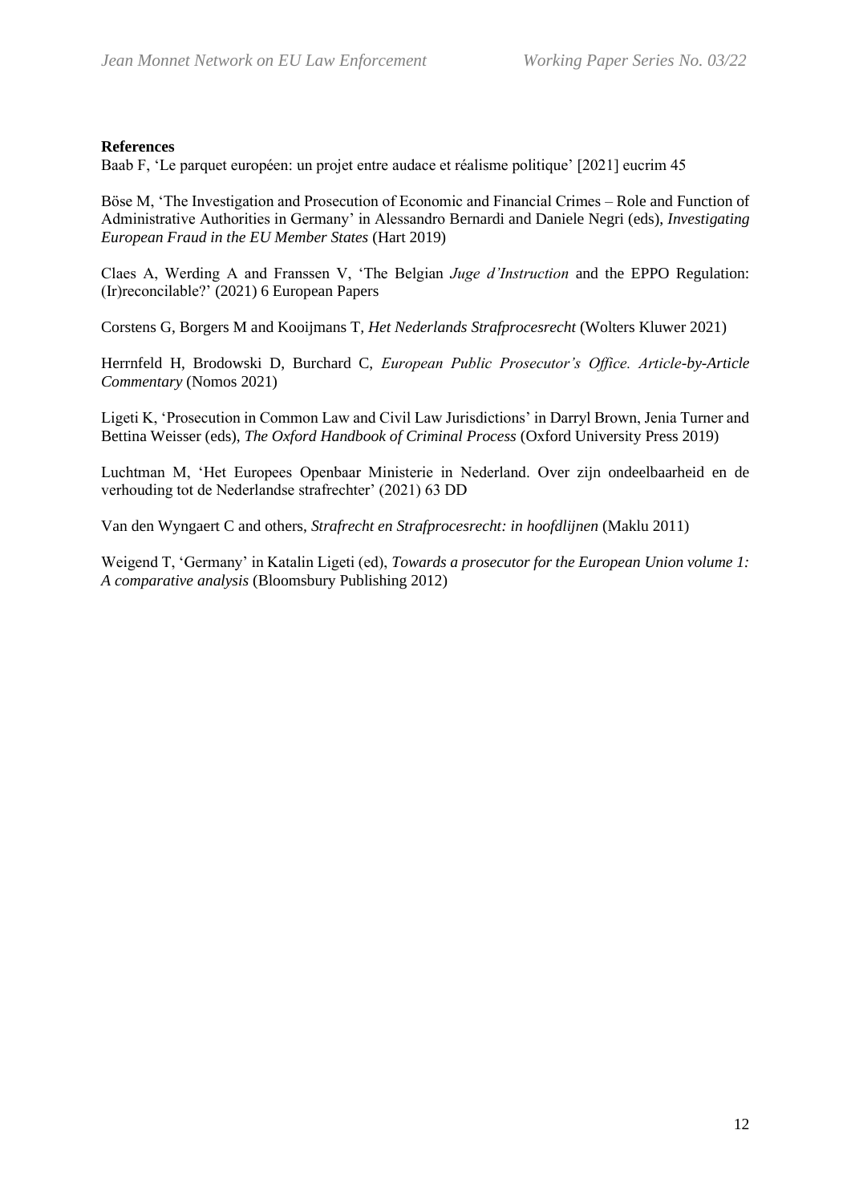**References**

Baab F, 'Le parquet européen: un projet entre audace et réalisme politique' [2021] eucrim 45

Böse M, 'The Investigation and Prosecution of Economic and Financial Crimes – Role and Function of Administrative Authorities in Germany' in Alessandro Bernardi and Daniele Negri (eds), *Investigating European Fraud in the EU Member States* (Hart 2019)

Claes A, Werding A and Franssen V, 'The Belgian *Juge d'Instruction* and the EPPO Regulation: (Ir)reconcilable?' (2021) 6 European Papers

Corstens G, Borgers M and Kooijmans T, *Het Nederlands Strafprocesrecht* (Wolters Kluwer 2021)

Herrnfeld H, Brodowski D, Burchard C, *European Public Prosecutor's Office. Article-by-Article Commentary* (Nomos 2021)

Ligeti K, 'Prosecution in Common Law and Civil Law Jurisdictions' in Darryl Brown, Jenia Turner and Bettina Weisser (eds), *The Oxford Handbook of Criminal Process* (Oxford University Press 2019)

Luchtman M, 'Het Europees Openbaar Ministerie in Nederland. Over zijn ondeelbaarheid en de verhouding tot de Nederlandse strafrechter' (2021) 63 DD

Van den Wyngaert C and others, *Strafrecht en Strafprocesrecht: in hoofdlijnen* (Maklu 2011)

Weigend T, 'Germany' in Katalin Ligeti (ed), *Towards a prosecutor for the European Union volume 1: A comparative analysis* (Bloomsbury Publishing 2012)